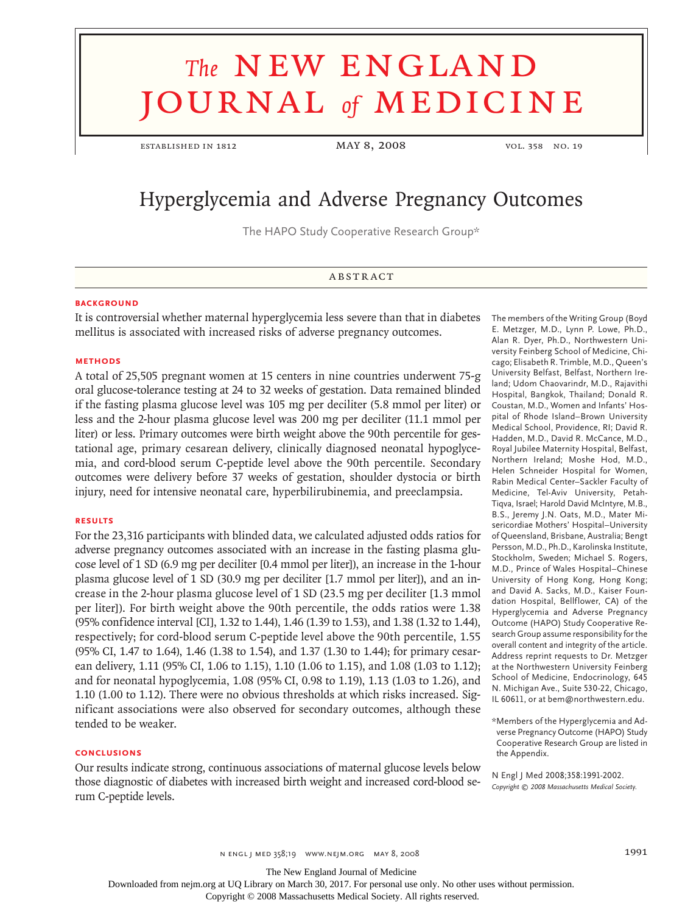# Hyperglycemia and Adverse Pregnancy Outcomes

The HAPO Study Cooperative Research Group*

## ABSTRACT

### BACKGROUND

It is controversial whether maternal hyperglycemia less severe than that in diabetes mellitus is associated with increased risks of adverse pregnancy outcomes.

### METHODS

A total of 25,505 pregnant women at 15 centers in nine countries underwent 75-g oral glucose-tolerance testing at 24 to 32 weeks of gestation. Data remained blinded if the fasting plasma glucose level was 105 mg per deciliter (5.8 mmol per liter) or less and the 2-hour plasma glucose level was 200 mg per deciliter (11.1 mmol per liter) or less. Primary outcomes were birth weight above the 90th percentile for gestational age, primary cesarean delivery, clinically diagnosed neonatal hypoglycemia, and cord-blood serum C-peptide level above the 90th percentile. Secondary outcomes were delivery before 37 weeks of gestation, shoulder dystocia or birth injury, need for intensive neonatal care, hyperbilirubinemia, and preeclampsia.

### RESULTS

For the 23,316 participants with blinded data, we calculated adjusted odds ratios for adverse pregnancy outcomes associated with an increase in the fasting plasma glucose level of 1 SD (6.9 mg per deciliter [0.4 mmol per liter]), an increase in the 1-hour plasma glucose level of 1 SD (30.9 mg per deciliter [1.7 mmol per liter]), and an increase in the 2-hour plasma glucose level of 1 SD (23.5 mg per deciliter [1.3 mmol per liter]). For birth weight above the 90th percentile, the odds ratios were 1.38 (95% confidence interval [CI], 1.32 to 1.44), 1.46 (1.39 to 1.53), and 1.38 (1.32 to 1.44), respectively; for cord-blood serum C-peptide level above the 90th percentile, 1.55 (95% CI, 1.47 to 1.64), 1.46 (1.38 to 1.54), and 1.37 (1.30 to 1.44); for primary cesarean delivery, 1.11 (95% CI, 1.06 to 1.15), 1.10 (1.06 to 1.15), and 1.08 (1.03 to 1.12); and for neonatal hypoglycemia, 1.08 (95% CI, 0.98 to 1.19), 1.13 (1.03 to 1.26), and 1.10 (1.00 to 1.12). There were no obvious thresholds at which risks increased. Significant associations were also observed for secondary outcomes, although these tended to be weaker.

### CONCLUSIONS

Our results indicate strong, continuous associations of maternal glucose levels below those diagnostic of diabetes with increased birth weight and increased cord-blood serum C-peptide levels.

The members of the Writing Group (Boyd E. Metzger, M.D., Lynn P. Lowe, Ph.D., Alan R. Dyer, Ph.D., Northwestern University Feinberg School of Medicine, Chicago; Elisabeth R. Trimble, M.D., Queen's University Belfast, Belfast, Northern Ireland; Udom Chaovarindr, M.D., Rajavithi Hospital, Bangkok, Thailand; Donald R. Coustan, M.D., Women and Infants' Hospital of Rhode Island–Brown University Medical School, Providence, RI; David R. Hadden, M.D., David R. McCance, M.D., Royal Jubilee Maternity Hospital, Belfast, Northern Ireland; Moshe Hod, M.D., Helen Schneider Hospital for Women, Rabin Medical Center–Sackler Faculty of Medicine, Tel-Aviv University, Petah-Tiqva, Israel; Harold David McIntyre, M.B., B.S., Jeremy J.N. Oats, M.D., Mater Misericordiae Mothers' Hospital–University of Queensland, Brisbane, Australia; Bengt Persson, M.D., Ph.D., Karolinska Institute, Stockholm, Sweden; Michael S. Rogers, M.D., Prince of Wales Hospital–Chinese University of Hong Kong, Hong Kong; and David A. Sacks, M.D., Kaiser Foundation Hospital, Bellflower, CA) of the Hyperglycemia and Adverse Pregnancy Outcome (HAPO) Study Cooperative Research Group assume responsibility for the overall content and integrity of the article. Address reprint requests to Dr. Metzger at the Northwestern University Feinberg School of Medicine, Endocrinology, 645 N. Michigan Ave., Suite 530-22, Chicago, IL 60611, or at bem@northwestern.edu.

*Members of the Hyperglycemia and Adverse Pregnancy Outcome (HAPO) Study Cooperative Research Group are listed in the Appendix.

N Engl J Med 2008;358:1991-2002.
*Copyright © 2008 Massachusetts Medical Society.*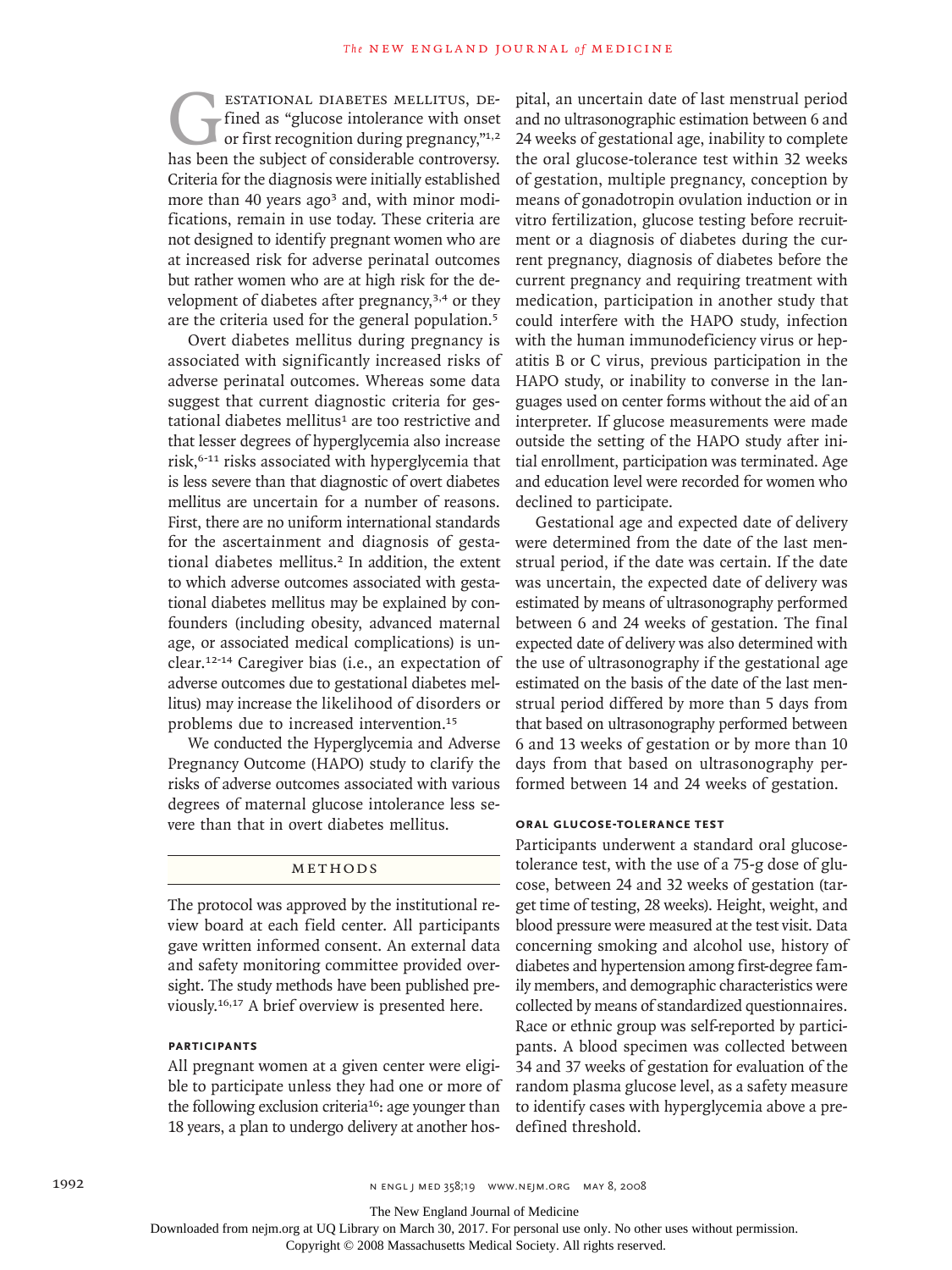Gestational diabetes mellitus, defined as "glucose intolerance with onset or first recognition during pregnancy,"[1,2] has been the subject of considerable controversy. Criteria for the diagnosis were initially established more than 40 years ago[3] and, with minor modifications, remain in use today. These criteria are not designed to identify pregnant women who are at increased risk for adverse perinatal outcomes but rather women who are at high risk for the development of diabetes after pregnancy,[3,4] or they are the criteria used for the general population.[5]

Overt diabetes mellitus during pregnancy is associated with significantly increased risks of adverse perinatal outcomes. Whereas some data suggest that current diagnostic criteria for gestational diabetes mellitus[1] are too restrictive and that lesser degrees of hyperglycemia also increase risk,[6-11] risks associated with hyperglycemia that is less severe than that diagnostic of overt diabetes mellitus are uncertain for a number of reasons. First, there are no uniform international standards for the ascertainment and diagnosis of gestational diabetes mellitus.[2] In addition, the extent to which adverse outcomes associated with gestational diabetes mellitus may be explained by confounders (including obesity, advanced maternal age, or associated medical complications) is unclear.[12-14] Caregiver bias (i.e., an expectation of adverse outcomes due to gestational diabetes mellitus) may increase the likelihood of disorders or problems due to increased intervention.[15]

We conducted the Hyperglycemia and Adverse Pregnancy Outcome (HAPO) study to clarify the risks of adverse outcomes associated with various degrees of maternal glucose intolerance less severe than that in overt diabetes mellitus.

## METHODS

The protocol was approved by the institutional review board at each field center. All participants gave written informed consent. An external data and safety monitoring committee provided oversight. The study methods have been published previously.[16,17] A brief overview is presented here.

### PARTICIPANTS

All pregnant women at a given center were eligible to participate unless they had one or more of the following exclusion criteria[16]: age younger than 18 years, a plan to undergo delivery at another hospital, an uncertain date of last menstrual period and no ultrasonographic estimation between 6 and 24 weeks of gestational age, inability to complete the oral glucose-tolerance test within 32 weeks of gestation, multiple pregnancy, conception by means of gonadotropin ovulation induction or in vitro fertilization, glucose testing before recruitment or a diagnosis of diabetes during the current pregnancy, diagnosis of diabetes before the current pregnancy and requiring treatment with medication, participation in another study that could interfere with the HAPO study, infection with the human immunodeficiency virus or hepatitis B or C virus, previous participation in the HAPO study, or inability to converse in the languages used on center forms without the aid of an interpreter. If glucose measurements were made outside the setting of the HAPO study after initial enrollment, participation was terminated. Age and education level were recorded for women who declined to participate.

Gestational age and expected date of delivery were determined from the date of the last menstrual period, if the date was certain. If the date was uncertain, the expected date of delivery was estimated by means of ultrasonography performed between 6 and 24 weeks of gestation. The final expected date of delivery was also determined with the use of ultrasonography if the gestational age estimated on the basis of the date of the last menstrual period differed by more than 5 days from that based on ultrasonography performed between 6 and 13 weeks of gestation or by more than 10 days from that based on ultrasonography performed between 14 and 24 weeks of gestation.

### ORAL GLUCOSE-TOLERANCE TEST

Participants underwent a standard oral glucose-tolerance test, with the use of a 75-g dose of glucose, between 24 and 32 weeks of gestation (target time of testing, 28 weeks). Height, weight, and blood pressure were measured at the test visit. Data concerning smoking and alcohol use, history of diabetes and hypertension among first-degree family members, and demographic characteristics were collected by means of standardized questionnaires. Race or ethnic group was self-reported by participants. A blood specimen was collected between 34 and 37 weeks of gestation for evaluation of the random plasma glucose level, as a safety measure to identify cases with hyperglycemia above a predefined threshold.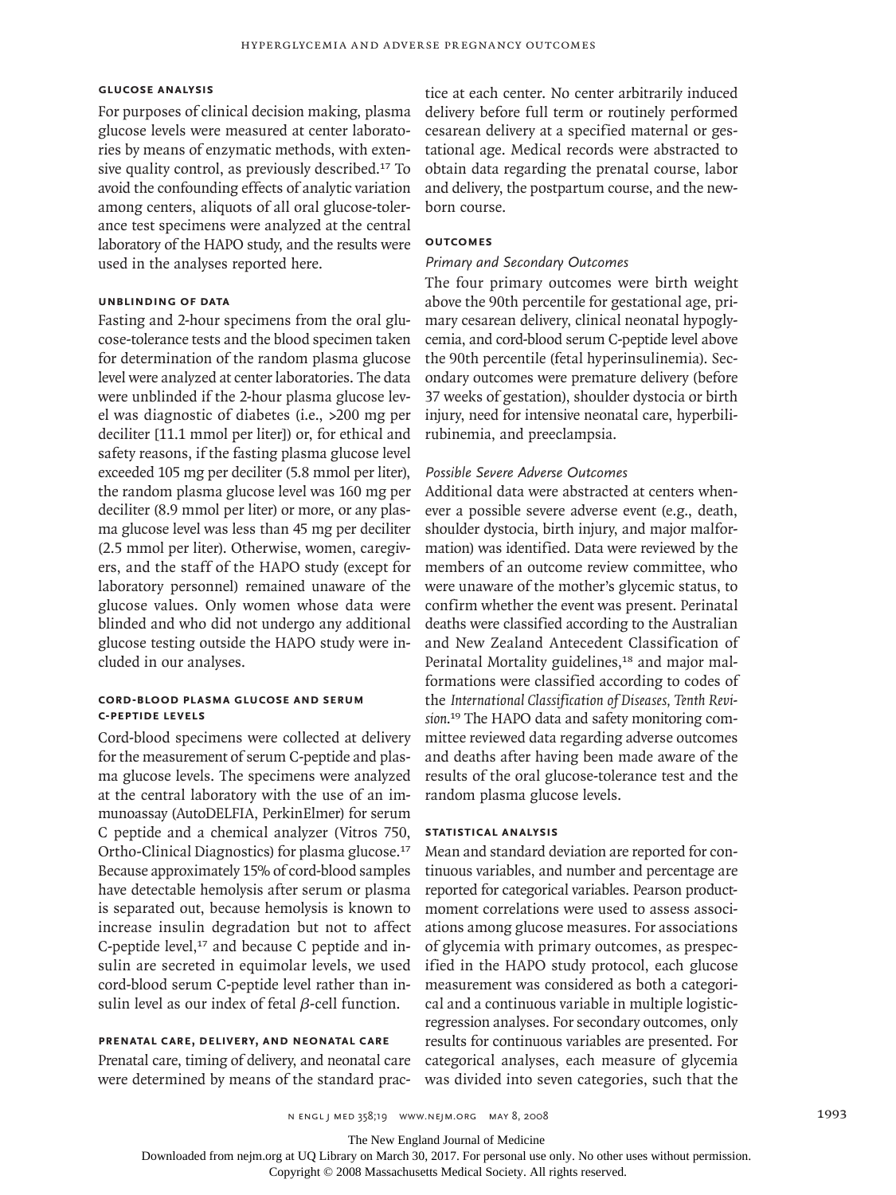## GLUCOSE ANALYSIS

For purposes of clinical decision making, plasma glucose levels were measured at center laboratories by means of enzymatic methods, with extensive quality control, as previously described.[17] To avoid the confounding effects of analytic variation among centers, aliquots of all oral glucose-tolerance test specimens were analyzed at the central laboratory of the HAPO study, and the results were used in the analyses reported here.

## UNBLINDING OF DATA

Fasting and 2-hour specimens from the oral glucose-tolerance tests and the blood specimen taken for determination of the random plasma glucose level were analyzed at center laboratories. The data were unblinded if the 2-hour plasma glucose level was diagnostic of diabetes (i.e., >200 mg per deciliter [11.1 mmol per liter]) or, for ethical and safety reasons, if the fasting plasma glucose level exceeded 105 mg per deciliter (5.8 mmol per liter), the random plasma glucose level was 160 mg per deciliter (8.9 mmol per liter) or more, or any plasma glucose level was less than 45 mg per deciliter (2.5 mmol per liter). Otherwise, women, caregivers, and the staff of the HAPO study (except for laboratory personnel) remained unaware of the glucose values. Only women whose data were blinded and who did not undergo any additional glucose testing outside the HAPO study were included in our analyses.

## CORD-BLOOD PLASMA GLUCOSE AND SERUM C-PEPTIDE LEVELS

Cord-blood specimens were collected at delivery for the measurement of serum C-peptide and plasma glucose levels. The specimens were analyzed at the central laboratory with the use of an immunoassay (AutoDELFIA, PerkinElmer) for serum C peptide and a chemical analyzer (Vitros 750, Ortho-Clinical Diagnostics) for plasma glucose.[17] Because approximately 15% of cord-blood samples have detectable hemolysis after serum or plasma is separated out, because hemolysis is known to increase insulin degradation but not to affect C-peptide level,[17] and because C peptide and insulin are secreted in equimolar levels, we used cord-blood serum C-peptide level rather than insulin level as our index of fetal $\beta$-cell function.

## PRENATAL CARE, DELIVERY, AND NEONATAL CARE

Prenatal care, timing of delivery, and neonatal care were determined by means of the standard practice at each center. No center arbitrarily induced delivery before full term or routinely performed cesarean delivery at a specified maternal or gestational age. Medical records were abstracted to obtain data regarding the prenatal course, labor and delivery, the postpartum course, and the newborn course.

## OUTCOMES

### *Primary and Secondary Outcomes*

The four primary outcomes were birth weight above the 90th percentile for gestational age, primary cesarean delivery, clinical neonatal hypoglycemia, and cord-blood serum C-peptide level above the 90th percentile (fetal hyperinsulinemia). Secondary outcomes were premature delivery (before 37 weeks of gestation), shoulder dystocia or birth injury, need for intensive neonatal care, hyperbilirubinemia, and preeclampsia.

### *Possible Severe Adverse Outcomes*

Additional data were abstracted at centers whenever a possible severe adverse event (e.g., death, shoulder dystocia, birth injury, and major malformation) was identified. Data were reviewed by the members of an outcome review committee, who were unaware of the mother's glycemic status, to confirm whether the event was present. Perinatal deaths were classified according to the Australian and New Zealand Antecedent Classification of Perinatal Mortality guidelines,[18] and major malformations were classified according to codes of the *International Classification of Diseases, Tenth Revision*.[19] The HAPO data and safety monitoring committee reviewed data regarding adverse outcomes and deaths after having been made aware of the results of the oral glucose-tolerance test and the random plasma glucose levels.

## STATISTICAL ANALYSIS

Mean and standard deviation are reported for continuous variables, and number and percentage are reported for categorical variables. Pearson product-moment correlations were used to assess associations among glucose measures. For associations of glycemia with primary outcomes, as prespecified in the HAPO study protocol, each glucose measurement was considered as both a categorical and a continuous variable in multiple logistic-regression analyses. For secondary outcomes, only results for continuous variables are presented. For categorical analyses, each measure of glycemia was divided into seven categories, such that the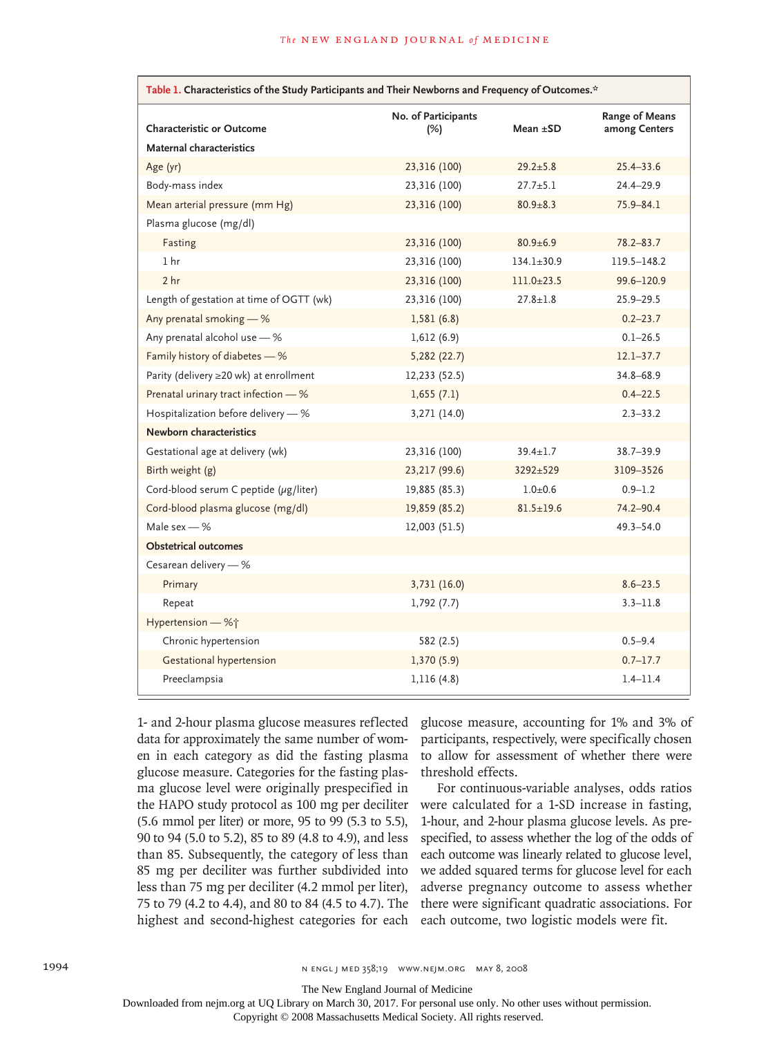**Table 1. Characteristics of the Study Participants and Their Newborns and Frequency of Outcomes.***

| Characteristic or Outcome | No. of Participants (%) | Mean ±SD | Range of Means among Centers |
|---|---|---|---|
| **Maternal characteristics** | | | |
| Age (yr) | 23,316 (100) | 29.2±5.8 | 25.4–33.6 |
| Body-mass index | 23,316 (100) | 27.7±5.1 | 24.4–29.9 |
| Mean arterial pressure (mm Hg) | 23,316 (100) | 80.9±8.3 | 75.9–84.1 |
| Plasma glucose (mg/dl) | | | |
| Fasting | 23,316 (100) | 80.9±6.9 | 78.2–83.7 |
| 1 hr | 23,316 (100) | 134.1±30.9 | 119.5–148.2 |
| 2 hr | 23,316 (100) | 111.0±23.5 | 99.6–120.9 |
| Length of gestation at time of OGTT (wk) | 23,316 (100) | 27.8±1.8 | 25.9–29.5 |
| Any prenatal smoking — % | 1,581 (6.8) | | 0.2–23.7 |
| Any prenatal alcohol use — % | 1,612 (6.9) | | 0.1–26.5 |
| Family history of diabetes — % | 5,282 (22.7) | | 12.1–37.7 |
| Parity (delivery ≥20 wk) at enrollment | 12,233 (52.5) | | 34.8–68.9 |
| Prenatal urinary tract infection — % | 1,655 (7.1) | | 0.4–22.5 |
| Hospitalization before delivery — % | 3,271 (14.0) | | 2.3–33.2 |
| **Newborn characteristics** | | | |
| Gestational age at delivery (wk) | 23,316 (100) | 39.4±1.7 | 38.7–39.9 |
| Birth weight (g) | 23,217 (99.6) | 3292±529 | 3109–3526 |
| Cord-blood serum C peptide (μg/liter) | 19,885 (85.3) | 1.0±0.6 | 0.9–1.2 |
| Cord-blood plasma glucose (mg/dl) | 19,859 (85.2) | 81.5±19.6 | 74.2–90.4 |
| Male sex — % | 12,003 (51.5) | | 49.3–54.0 |
| **Obstetrical outcomes** | | | |
| Cesarean delivery — % | | | |
| Primary | 3,731 (16.0) | | 8.6–23.5 |
| Repeat | 1,792 (7.7) | | 3.3–11.8 |
| Hypertension — %† | | | |
| Chronic hypertension | 582 (2.5) | | 0.5–9.4 |
| Gestational hypertension | 1,370 (5.9) | | 0.7–17.7 |
| Preeclampsia | 1,116 (4.8) | | 1.4–11.4 |

1- and 2-hour plasma glucose measures reflected data for approximately the same number of women in each category as did the fasting plasma glucose measure. Categories for the fasting plasma glucose level were originally prespecified in the HAPO study protocol as 100 mg per deciliter (5.6 mmol per liter) or more, 95 to 99 (5.3 to 5.5), 90 to 94 (5.0 to 5.2), 85 to 89 (4.8 to 4.9), and less than 85. Subsequently, the category of less than 85 mg per deciliter was further subdivided into less than 75 mg per deciliter (4.2 mmol per liter), 75 to 79 (4.2 to 4.4), and 80 to 84 (4.5 to 4.7). The highest and second-highest categories for each glucose measure, accounting for 1% and 3% of participants, respectively, were specifically chosen to allow for assessment of whether there were threshold effects.

For continuous-variable analyses, odds ratios were calculated for a 1-SD increase in fasting, 1-hour, and 2-hour plasma glucose levels. As prespecified, to assess whether the log of the odds of each outcome was linearly related to glucose level, we added squared terms for glucose level for each adverse pregnancy outcome to assess whether there were significant quadratic associations. For each outcome, two logistic models were fit.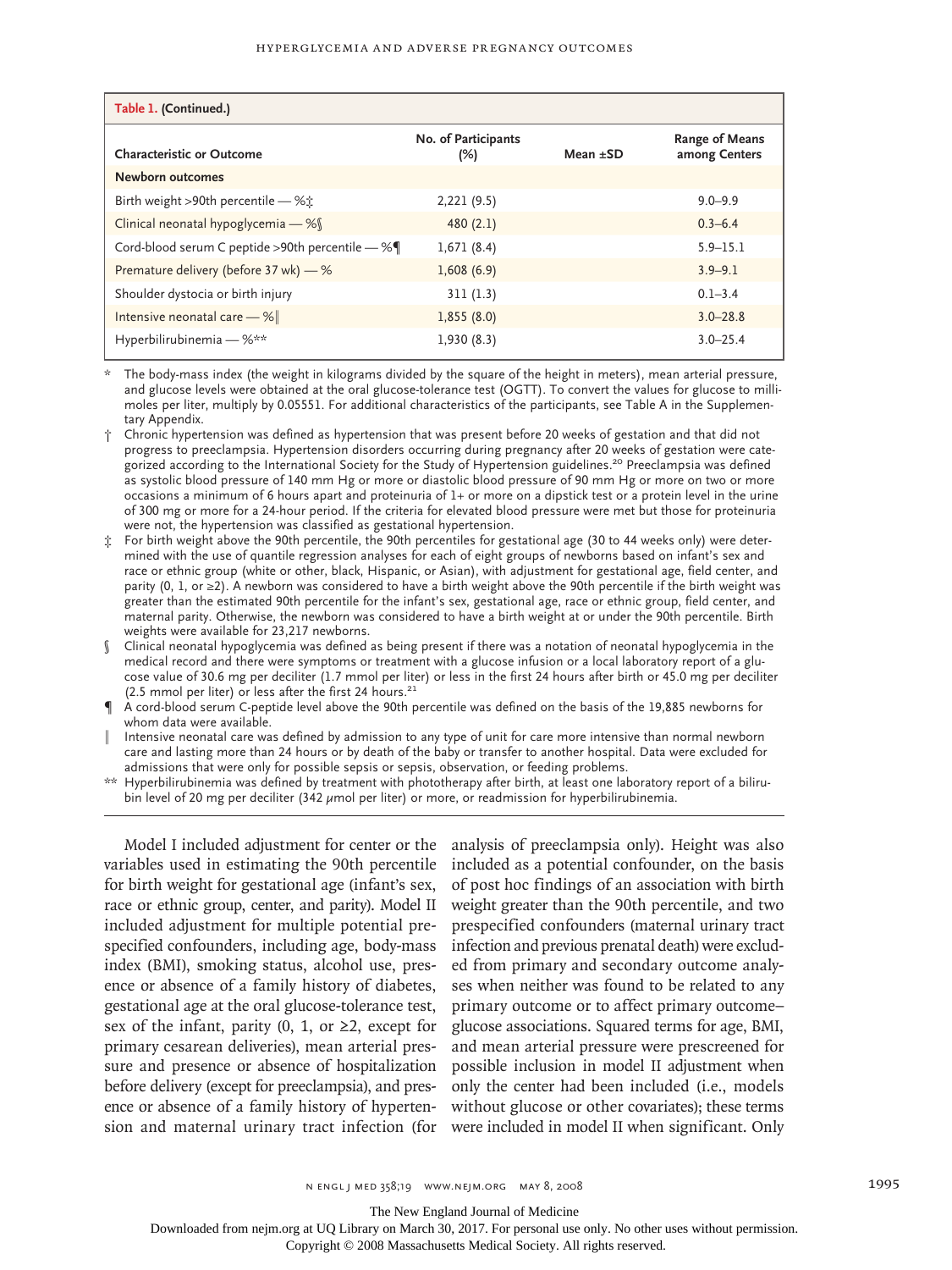**Table 1. (Continued.)**

| Characteristic or Outcome | No. of Participants (%) | Mean ±SD | Range of Means among Centers |
|---|---|---|---|
| **Newborn outcomes** | | | |
| Birth weight >90th percentile — %‡ | 2,221 (9.5) | | 9.0–9.9 |
| Clinical neonatal hypoglycemia — %§ | 480 (2.1) | | 0.3–6.4 |
| Cord-blood serum C peptide >90th percentile — %¶ | 1,671 (8.4) | | 5.9–15.1 |
| Premature delivery (before 37 wk) — % | 1,608 (6.9) | | 3.9–9.1 |
| Shoulder dystocia or birth injury | 311 (1.3) | | 0.1–3.4 |
| Intensive neonatal care — %‖ | 1,855 (8.0) | | 3.0–28.8 |
| Hyperbilirubinemia — %** | 1,930 (8.3) | | 3.0–25.4 |

\* The body-mass index (the weight in kilograms divided by the square of the height in meters), mean arterial pressure, and glucose levels were obtained at the oral glucose-tolerance test (OGTT). To convert the values for glucose to millimoles per liter, multiply by 0.05551. For additional characteristics of the participants, see Table A in the Supplementary Appendix.

† Chronic hypertension was defined as hypertension that was present before 20 weeks of gestation and that did not progress to preeclampsia. Hypertension disorders occurring during pregnancy after 20 weeks of gestation were categorized according to the International Society for the Study of Hypertension guidelines.[20] Preeclampsia was defined as systolic blood pressure of 140 mm Hg or more or diastolic blood pressure of 90 mm Hg or more on two or more occasions a minimum of 6 hours apart and proteinuria of 1+ or more on a dipstick test or a protein level in the urine of 300 mg or more for a 24-hour period. If the criteria for elevated blood pressure were met but those for proteinuria were not, the hypertension was classified as gestational hypertension.

‡ For birth weight above the 90th percentile, the 90th percentiles for gestational age (30 to 44 weeks only) were determined with the use of quantile regression analyses for each of eight groups of newborns based on infant's sex and race or ethnic group (white or other, black, Hispanic, or Asian), with adjustment for gestational age, field center, and parity (0, 1, or ≥2). A newborn was considered to have a birth weight above the 90th percentile if the birth weight was greater than the estimated 90th percentile for the infant's sex, gestational age, race or ethnic group, field center, and maternal parity. Otherwise, the newborn was considered to have a birth weight at or under the 90th percentile. Birth weights were available for 23,217 newborns.

§ Clinical neonatal hypoglycemia was defined as being present if there was a notation of neonatal hypoglycemia in the medical record and there were symptoms or treatment with a glucose infusion or a local laboratory report of a glucose value of 30.6 mg per deciliter (1.7 mmol per liter) or less in the first 24 hours after birth or 45.0 mg per deciliter (2.5 mmol per liter) or less after the first 24 hours.[21]

¶ A cord-blood serum C-peptide level above the 90th percentile was defined on the basis of the 19,885 newborns for whom data were available.

‖ Intensive neonatal care was defined by admission to any type of unit for care more intensive than normal newborn care and lasting more than 24 hours or by death of the baby or transfer to another hospital. Data were excluded for admissions that were only for possible sepsis or sepsis, observation, or feeding problems.

\*\* Hyperbilirubinemia was defined by treatment with phototherapy after birth, at least one laboratory report of a bilirubin level of 20 mg per deciliter (342 μmol per liter) or more, or readmission for hyperbilirubinemia.

Model I included adjustment for center or the variables used in estimating the 90th percentile for birth weight for gestational age (infant's sex, race or ethnic group, center, and parity). Model II included adjustment for multiple potential prespecified confounders, including age, body-mass index (BMI), smoking status, alcohol use, presence or absence of a family history of diabetes, gestational age at the oral glucose-tolerance test, sex of the infant, parity (0, 1, or ≥2, except for primary cesarean deliveries), mean arterial pressure and presence or absence of hospitalization before delivery (except for preeclampsia), and presence or absence of a family history of hypertension and maternal urinary tract infection (for analysis of preeclampsia only). Height was also included as a potential confounder, on the basis of post hoc findings of an association with birth weight greater than the 90th percentile, and two prespecified confounders (maternal urinary tract infection and previous prenatal death) were excluded from primary and secondary outcome analyses when neither was found to be related to any primary outcome or to affect primary outcome–glucose associations. Squared terms for age, BMI, and mean arterial pressure were prescreened for possible inclusion in model II adjustment when only the center had been included (i.e., models without glucose or other covariates); these terms were included in model II when significant. Only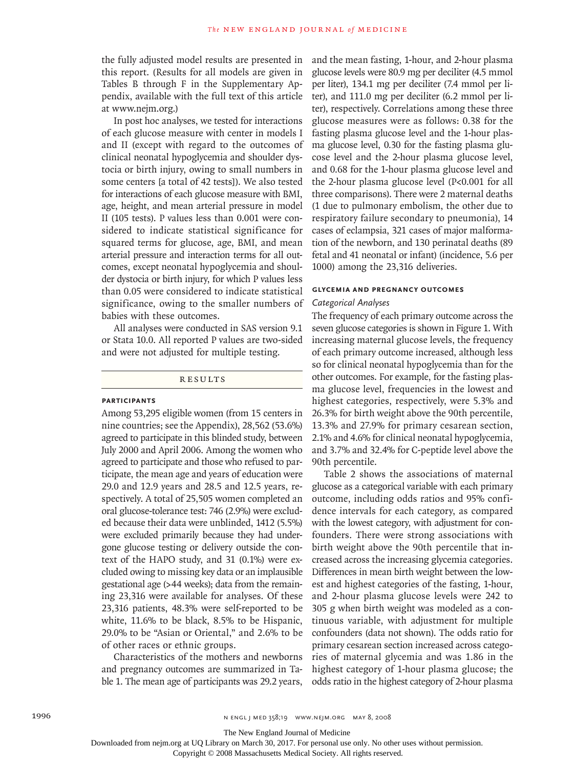the fully adjusted model results are presented in this report. (Results for all models are given in Tables B through F in the Supplementary Appendix, available with the full text of this article at www.nejm.org.)

In post hoc analyses, we tested for interactions of each glucose measure with center in models I and II (except with regard to the outcomes of clinical neonatal hypoglycemia and shoulder dystocia or birth injury, owing to small numbers in some centers [a total of 42 tests]). We also tested for interactions of each glucose measure with BMI, age, height, and mean arterial pressure in model II (105 tests). P values less than 0.001 were considered to indicate statistical significance for squared terms for glucose, age, BMI, and mean arterial pressure and interaction terms for all outcomes, except neonatal hypoglycemia and shoulder dystocia or birth injury, for which P values less than 0.05 were considered to indicate statistical significance, owing to the smaller numbers of babies with these outcomes.

All analyses were conducted in SAS version 9.1 or Stata 10.0. All reported P values are two-sided and were not adjusted for multiple testing.

## RESULTS

### PARTICIPANTS

Among 53,295 eligible women (from 15 centers in nine countries; see the Appendix), 28,562 (53.6%) agreed to participate in this blinded study, between July 2000 and April 2006. Among the women who agreed to participate and those who refused to participate, the mean age and years of education were 29.0 and 12.9 years and 28.5 and 12.5 years, respectively. A total of 25,505 women completed an oral glucose-tolerance test: 746 (2.9%) were excluded because their data were unblinded, 1412 (5.5%) were excluded primarily because they had undergone glucose testing or delivery outside the context of the HAPO study, and 31 (0.1%) were excluded owing to missing key data or an implausible gestational age (>44 weeks); data from the remaining 23,316 were available for analyses. Of these 23,316 patients, 48.3% were self-reported to be white, 11.6% to be black, 8.5% to be Hispanic, 29.0% to be "Asian or Oriental," and 2.6% to be of other races or ethnic groups.

Characteristics of the mothers and newborns and pregnancy outcomes are summarized in Table 1. The mean age of participants was 29.2 years, and the mean fasting, 1-hour, and 2-hour plasma glucose levels were 80.9 mg per deciliter (4.5 mmol per liter), 134.1 mg per deciliter (7.4 mmol per liter), and 111.0 mg per deciliter (6.2 mmol per liter), respectively. Correlations among these three glucose measures were as follows: 0.38 for the fasting plasma glucose level and the 1-hour plasma glucose level, 0.30 for the fasting plasma glucose level and the 2-hour plasma glucose level, and 0.68 for the 1-hour plasma glucose level and the 2-hour plasma glucose level (P<0.001 for all three comparisons). There were 2 maternal deaths (1 due to pulmonary embolism, the other due to respiratory failure secondary to pneumonia), 14 cases of eclampsia, 321 cases of major malformation of the newborn, and 130 perinatal deaths (89 fetal and 41 neonatal or infant) (incidence, 5.6 per 1000) among the 23,316 deliveries.

### GLYCEMIA AND PREGNANCY OUTCOMES

#### *Categorical Analyses*

The frequency of each primary outcome across the seven glucose categories is shown in Figure 1. With increasing maternal glucose levels, the frequency of each primary outcome increased, although less so for clinical neonatal hypoglycemia than for the other outcomes. For example, for the fasting plasma glucose level, frequencies in the lowest and highest categories, respectively, were 5.3% and 26.3% for birth weight above the 90th percentile, 13.3% and 27.9% for primary cesarean section, 2.1% and 4.6% for clinical neonatal hypoglycemia, and 3.7% and 32.4% for C-peptide level above the 90th percentile.

Table 2 shows the associations of maternal glucose as a categorical variable with each primary outcome, including odds ratios and 95% confidence intervals for each category, as compared with the lowest category, with adjustment for confounders. There were strong associations with birth weight above the 90th percentile that increased across the increasing glycemia categories. Differences in mean birth weight between the lowest and highest categories of the fasting, 1-hour, and 2-hour plasma glucose levels were 242 to 305 g when birth weight was modeled as a continuous variable, with adjustment for multiple confounders (data not shown). The odds ratio for primary cesarean section increased across categories of maternal glycemia and was 1.86 in the highest category of 1-hour plasma glucose; the odds ratio in the highest category of 2-hour plasma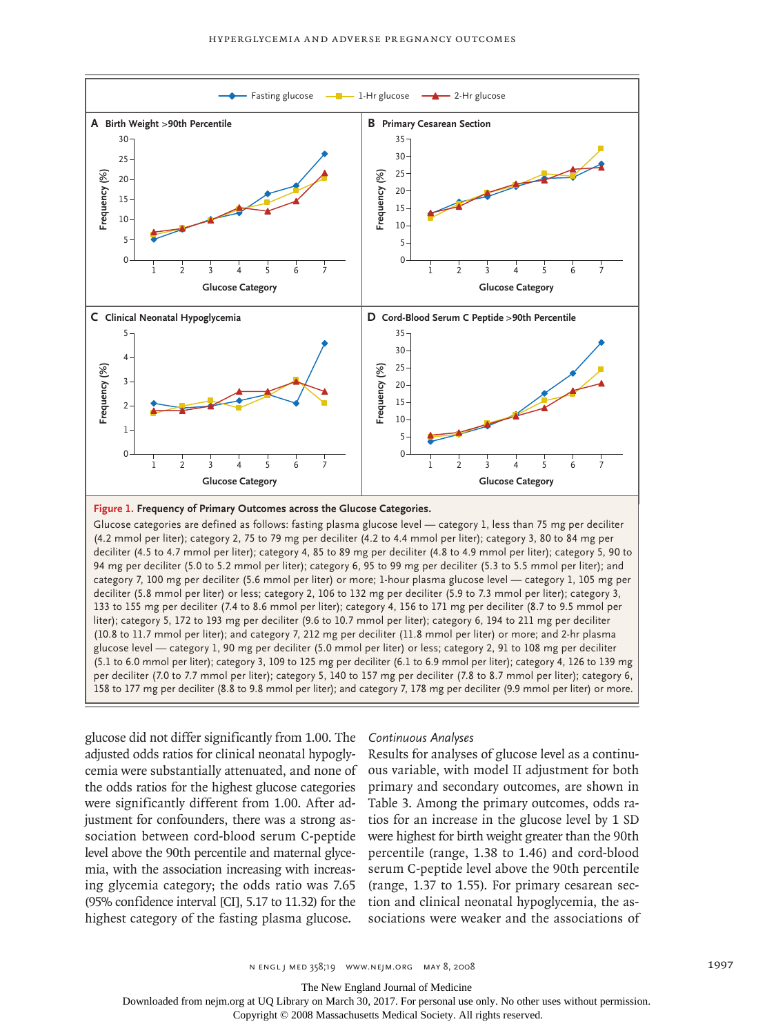**Figure 1. Frequency of Primary Outcomes across the Glucose Categories.**

Glucose categories are defined as follows: fasting plasma glucose level — category 1, less than 75 mg per deciliter (4.2 mmol per liter); category 2, 75 to 79 mg per deciliter (4.2 to 4.4 mmol per liter); category 3, 80 to 84 mg per deciliter (4.5 to 4.7 mmol per liter); category 4, 85 to 89 mg per deciliter (4.8 to 4.9 mmol per liter); category 5, 90 to 94 mg per deciliter (5.0 to 5.2 mmol per liter); category 6, 95 to 99 mg per deciliter (5.3 to 5.5 mmol per liter); and category 7, 100 mg per deciliter (5.6 mmol per liter) or more; 1-hour plasma glucose level — category 1, 105 mg per deciliter (5.8 mmol per liter) or less; category 2, 106 to 132 mg per deciliter (5.9 to 7.3 mmol per liter); category 3, 133 to 155 mg per deciliter (7.4 to 8.6 mmol per liter); category 4, 156 to 171 mg per deciliter (8.7 to 9.5 mmol per liter); category 5, 172 to 193 mg per deciliter (9.6 to 10.7 mmol per liter); category 6, 194 to 211 mg per deciliter (10.8 to 11.7 mmol per liter); and category 7, 212 mg per deciliter (11.8 mmol per liter) or more; and 2-hr plasma glucose level — category 1, 90 mg per deciliter (5.0 mmol per liter) or less; category 2, 91 to 108 mg per deciliter (5.1 to 6.0 mmol per liter); category 3, 109 to 125 mg per deciliter (6.1 to 6.9 mmol per liter); category 4, 126 to 139 mg per deciliter (7.0 to 7.7 mmol per liter); category 5, 140 to 157 mg per deciliter (7.8 to 8.7 mmol per liter); category 6, 158 to 177 mg per deciliter (8.8 to 9.8 mmol per liter); and category 7, 178 mg per deciliter (9.9 mmol per liter) or more.

glucose did not differ significantly from 1.00. The adjusted odds ratios for clinical neonatal hypoglycemia were substantially attenuated, and none of the odds ratios for the highest glucose categories were significantly different from 1.00. After adjustment for confounders, there was a strong association between cord-blood serum C-peptide level above the 90th percentile and maternal glycemia, with the association increasing with increasing glycemia category; the odds ratio was 7.65 (95% confidence interval [CI], 5.17 to 11.32) for the highest category of the fasting plasma glucose.

### *Continuous Analyses*

Results for analyses of glucose level as a continuous variable, with model II adjustment for both primary and secondary outcomes, are shown in Table 3. Among the primary outcomes, odds ratios for an increase in the glucose level by 1 SD were highest for birth weight greater than the 90th percentile (range, 1.38 to 1.46) and cord-blood serum C-peptide level above the 90th percentile (range, 1.37 to 1.55). For primary cesarean section and clinical neonatal hypoglycemia, the associations were weaker and the associations of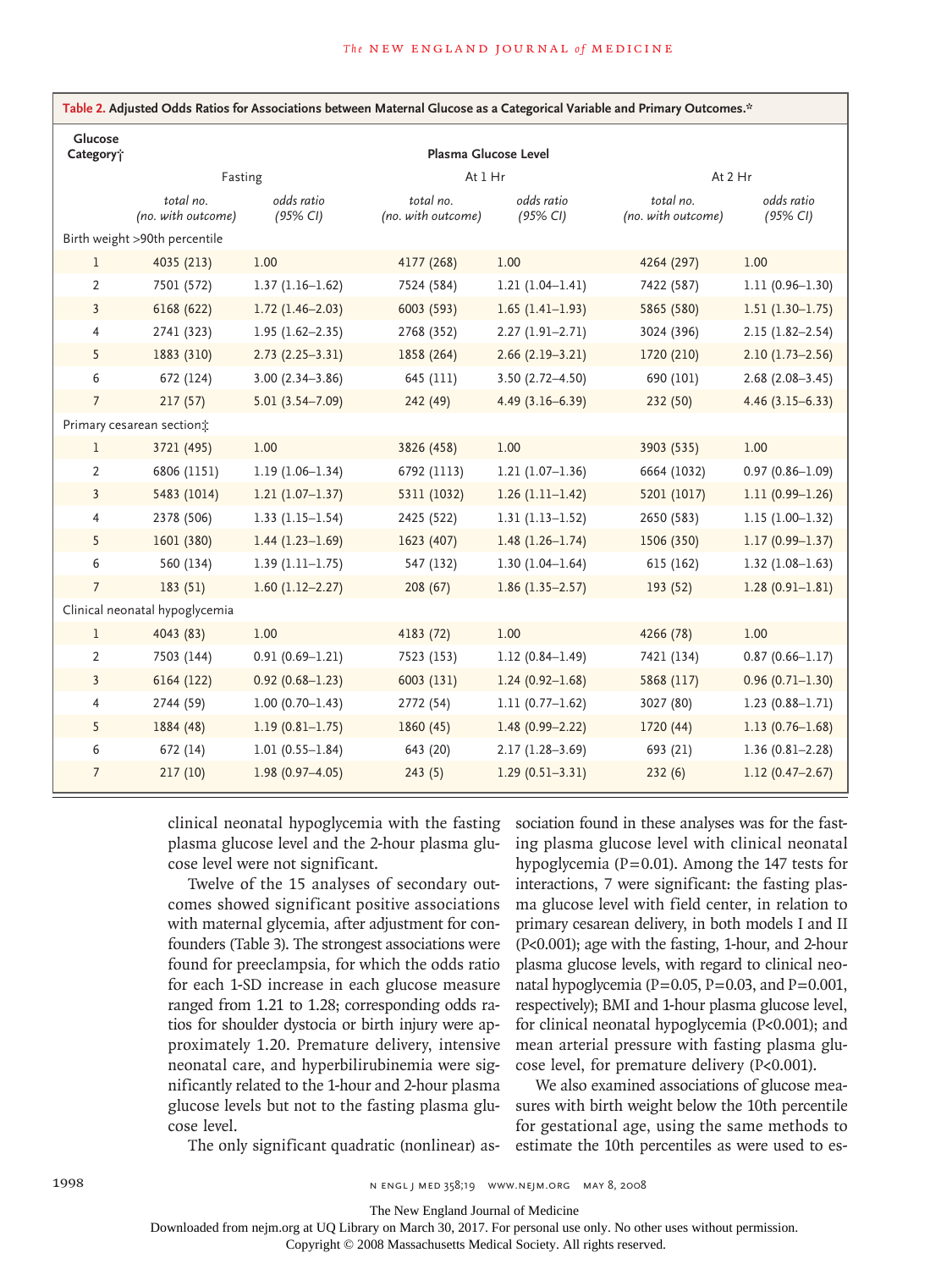**Table 2.** Adjusted Odds Ratios for Associations between Maternal Glucose as a Categorical Variable and Primary Outcomes.*

| Glucose Category† | Plasma Glucose Level | | | | | |
|---|---|---|---|---|---|---|
| | Fasting | | At 1 Hr | | At 2 Hr | |
| | *total no. (no. with outcome)* | *odds ratio (95% CI)* | *total no. (no. with outcome)* | *odds ratio (95% CI)* | *total no. (no. with outcome)* | *odds ratio (95% CI)* |
| Birth weight >90th percentile | | | | | | |
| 1 | 4035 (213) | 1.00 | 4177 (268) | 1.00 | 4264 (297) | 1.00 |
| 2 | 7501 (572) | 1.37 (1.16–1.62) | 7524 (584) | 1.21 (1.04–1.41) | 7422 (587) | 1.11 (0.96–1.30) |
| 3 | 6168 (622) | 1.72 (1.46–2.03) | 6003 (593) | 1.65 (1.41–1.93) | 5865 (580) | 1.51 (1.30–1.75) |
| 4 | 2741 (323) | 1.95 (1.62–2.35) | 2768 (352) | 2.27 (1.91–2.71) | 3024 (396) | 2.15 (1.82–2.54) |
| 5 | 1883 (310) | 2.73 (2.25–3.31) | 1858 (264) | 2.66 (2.19–3.21) | 1720 (210) | 2.10 (1.73–2.56) |
| 6 | 672 (124) | 3.00 (2.34–3.86) | 645 (111) | 3.50 (2.72–4.50) | 690 (101) | 2.68 (2.08–3.45) |
| 7 | 217 (57) | 5.01 (3.54–7.09) | 242 (49) | 4.49 (3.16–6.39) | 232 (50) | 4.46 (3.15–6.33) |
| Primary cesarean section‡ | | | | | | |
| 1 | 3721 (495) | 1.00 | 3826 (458) | 1.00 | 3903 (535) | 1.00 |
| 2 | 6806 (1151) | 1.19 (1.06–1.34) | 6792 (1113) | 1.21 (1.07–1.36) | 6664 (1032) | 0.97 (0.86–1.09) |
| 3 | 5483 (1014) | 1.21 (1.07–1.37) | 5311 (1032) | 1.26 (1.11–1.42) | 5201 (1017) | 1.11 (0.99–1.26) |
| 4 | 2378 (506) | 1.33 (1.15–1.54) | 2425 (522) | 1.31 (1.13–1.52) | 2650 (583) | 1.15 (1.00–1.32) |
| 5 | 1601 (380) | 1.44 (1.23–1.69) | 1623 (407) | 1.48 (1.26–1.74) | 1506 (350) | 1.17 (0.99–1.37) |
| 6 | 560 (134) | 1.39 (1.11–1.75) | 547 (132) | 1.30 (1.04–1.64) | 615 (162) | 1.32 (1.08–1.63) |
| 7 | 183 (51) | 1.60 (1.12–2.27) | 208 (67) | 1.86 (1.35–2.57) | 193 (52) | 1.28 (0.91–1.81) |
| Clinical neonatal hypoglycemia | | | | | | |
| 1 | 4043 (83) | 1.00 | 4183 (72) | 1.00 | 4266 (78) | 1.00 |
| 2 | 7503 (144) | 0.91 (0.69–1.21) | 7523 (153) | 1.12 (0.84–1.49) | 7421 (134) | 0.87 (0.66–1.17) |
| 3 | 6164 (122) | 0.92 (0.68–1.23) | 6003 (131) | 1.24 (0.92–1.68) | 5868 (117) | 0.96 (0.71–1.30) |
| 4 | 2744 (59) | 1.00 (0.70–1.43) | 2772 (54) | 1.11 (0.77–1.62) | 3027 (80) | 1.23 (0.88–1.71) |
| 5 | 1884 (48) | 1.19 (0.81–1.75) | 1860 (45) | 1.48 (0.99–2.22) | 1720 (44) | 1.13 (0.76–1.68) |
| 6 | 672 (14) | 1.01 (0.55–1.84) | 643 (20) | 2.17 (1.28–3.69) | 693 (21) | 1.36 (0.81–2.28) |
| 7 | 217 (10) | 1.98 (0.97–4.05) | 243 (5) | 1.29 (0.51–3.31) | 232 (6) | 1.12 (0.47–2.67) |

clinical neonatal hypoglycemia with the fasting plasma glucose level and the 2-hour plasma glucose level were not significant.

Twelve of the 15 analyses of secondary outcomes showed significant positive associations with maternal glycemia, after adjustment for confounders (Table 3). The strongest associations were found for preeclampsia, for which the odds ratio for each 1-SD increase in each glucose measure ranged from 1.21 to 1.28; corresponding odds ratios for shoulder dystocia or birth injury were approximately 1.20. Premature delivery, intensive neonatal care, and hyperbilirubinemia were significantly related to the 1-hour and 2-hour plasma glucose levels but not to the fasting plasma glucose level.

The only significant quadratic (nonlinear) association found in these analyses was for the fasting plasma glucose level with clinical neonatal hypoglycemia (P=0.01). Among the 147 tests for interactions, 7 were significant: the fasting plasma glucose level with field center, in relation to primary cesarean delivery, in both models I and II (P<0.001); age with the fasting, 1-hour, and 2-hour plasma glucose levels, with regard to clinical neonatal hypoglycemia (P=0.05, P=0.03, and P=0.001, respectively); BMI and 1-hour plasma glucose level, for clinical neonatal hypoglycemia (P<0.001); and mean arterial pressure with fasting plasma glucose level, for premature delivery (P<0.001).

We also examined associations of glucose measures with birth weight below the 10th percentile for gestational age, using the same methods to estimate the 10th percentiles as were used to es-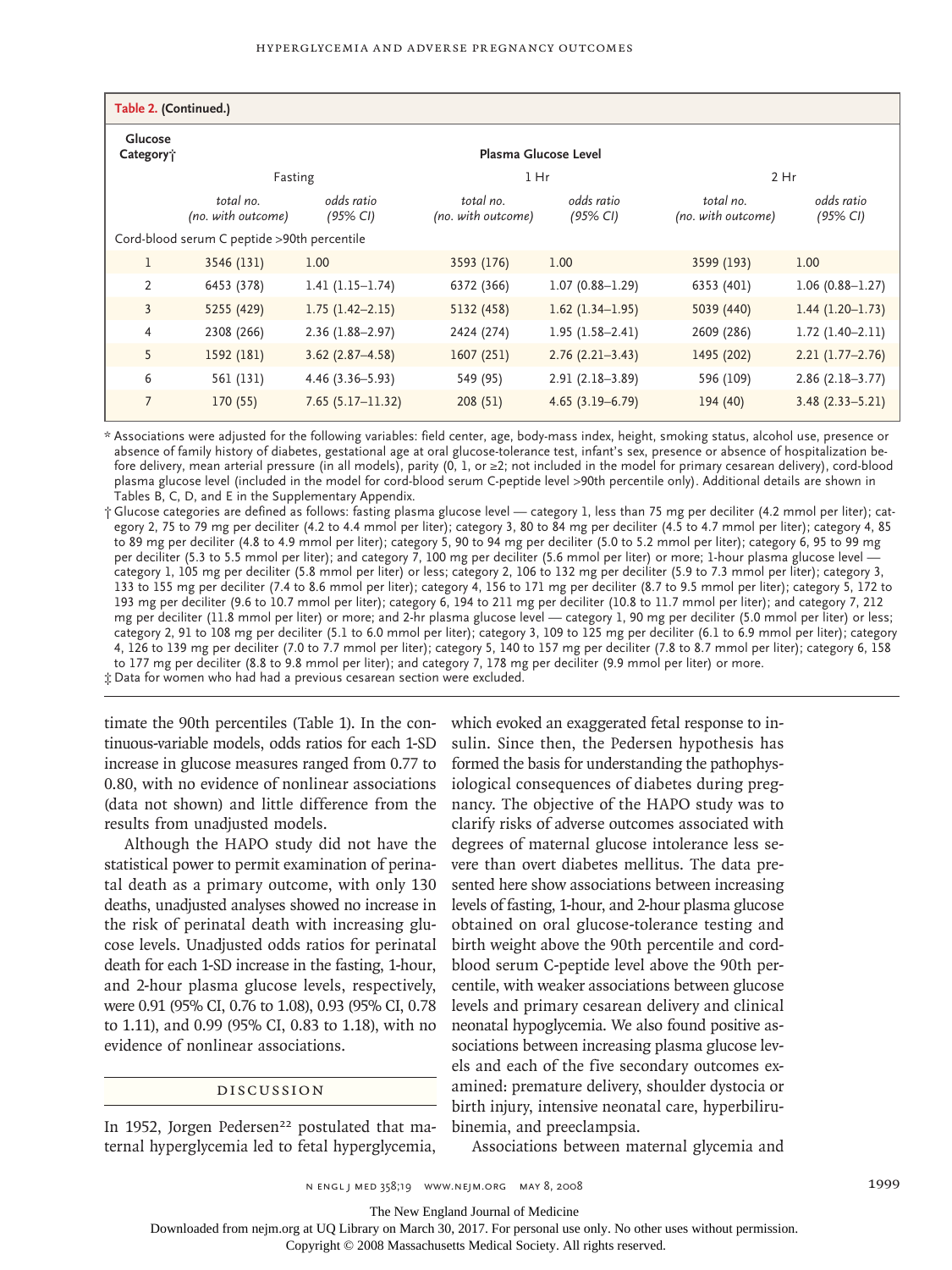**Table 2. (Continued.)**

| Glucose Category† | Plasma Glucose Level | | | | | |
|---|---|---|---|---|---|---|
| | Fasting | | 1 Hr | | 2 Hr | |
| | *total no. (no. with outcome)* | *odds ratio (95% CI)* | *total no. (no. with outcome)* | *odds ratio (95% CI)* | *total no. (no. with outcome)* | *odds ratio (95% CI)* |
| Cord-blood serum C peptide >90th percentile | | | | | | |
| 1 | 3546 (131) | 1.00 | 3593 (176) | 1.00 | 3599 (193) | 1.00 |
| 2 | 6453 (378) | 1.41 (1.15–1.74) | 6372 (366) | 1.07 (0.88–1.29) | 6353 (401) | 1.06 (0.88–1.27) |
| 3 | 5255 (429) | 1.75 (1.42–2.15) | 5132 (458) | 1.62 (1.34–1.95) | 5039 (440) | 1.44 (1.20–1.73) |
| 4 | 2308 (266) | 2.36 (1.88–2.97) | 2424 (274) | 1.95 (1.58–2.41) | 2609 (286) | 1.72 (1.40–2.11) |
| 5 | 1592 (181) | 3.62 (2.87–4.58) | 1607 (251) | 2.76 (2.21–3.43) | 1495 (202) | 2.21 (1.77–2.76) |
| 6 | 561 (131) | 4.46 (3.36–5.93) | 549 (95) | 2.91 (2.18–3.89) | 596 (109) | 2.86 (2.18–3.77) |
| 7 | 170 (55) | 7.65 (5.17–11.32) | 208 (51) | 4.65 (3.19–6.79) | 194 (40) | 3.48 (2.33–5.21) |

\* Associations were adjusted for the following variables: field center, age, body-mass index, height, smoking status, alcohol use, presence or absence of family history of diabetes, gestational age at oral glucose-tolerance test, infant's sex, presence or absence of hospitalization before delivery, mean arterial pressure (in all models), parity (0, 1, or ≥2; not included in the model for primary cesarean delivery), cord-blood plasma glucose level (included in the model for cord-blood serum C-peptide level >90th percentile only). Additional details are shown in Tables B, C, D, and E in the Supplementary Appendix.

† Glucose categories are defined as follows: fasting plasma glucose level — category 1, less than 75 mg per deciliter (4.2 mmol per liter); category 2, 75 to 79 mg per deciliter (4.2 to 4.4 mmol per liter); category 3, 80 to 84 mg per deciliter (4.5 to 4.7 mmol per liter); category 4, 85 to 89 mg per deciliter (4.8 to 4.9 mmol per liter); category 5, 90 to 94 mg per deciliter (5.0 to 5.2 mmol per liter); category 6, 95 to 99 mg per deciliter (5.3 to 5.5 mmol per liter); and category 7, 100 mg per deciliter (5.6 mmol per liter) or more; 1-hour plasma glucose level — category 1, 105 mg per deciliter (5.8 mmol per liter) or less; category 2, 106 to 132 mg per deciliter (5.9 to 7.3 mmol per liter); category 3, 133 to 155 mg per deciliter (7.4 to 8.6 mmol per liter); category 4, 156 to 171 mg per deciliter (8.7 to 9.5 mmol per liter); category 5, 172 to 193 mg per deciliter (9.6 to 10.7 mmol per liter); category 6, 194 to 211 mg per deciliter (10.8 to 11.7 mmol per liter); and category 7, 212 mg per deciliter (11.8 mmol per liter) or more; and 2-hr plasma glucose level — category 1, 90 mg per deciliter (5.0 mmol per liter) or less; category 2, 91 to 108 mg per deciliter (5.1 to 6.0 mmol per liter); category 3, 109 to 125 mg per deciliter (6.1 to 6.9 mmol per liter); category 4, 126 to 139 mg per deciliter (7.0 to 7.7 mmol per liter); category 5, 140 to 157 mg per deciliter (7.8 to 8.7 mmol per liter); category 6, 158 to 177 mg per deciliter (8.8 to 9.8 mmol per liter); and category 7, 178 mg per deciliter (9.9 mmol per liter) or more.

‡ Data for women who had had a previous cesarean section were excluded.

timate the 90th percentiles (Table 1). In the continuous-variable models, odds ratios for each 1-SD increase in glucose measures ranged from 0.77 to 0.80, with no evidence of nonlinear associations (data not shown) and little difference from the results from unadjusted models.

Although the HAPO study did not have the statistical power to permit examination of perinatal death as a primary outcome, with only 130 deaths, unadjusted analyses showed no increase in the risk of perinatal death with increasing glucose levels. Unadjusted odds ratios for perinatal death for each 1-SD increase in the fasting, 1-hour, and 2-hour plasma glucose levels, respectively, were 0.91 (95% CI, 0.76 to 1.08), 0.93 (95% CI, 0.78 to 1.11), and 0.99 (95% CI, 0.83 to 1.18), with no evidence of nonlinear associations.

## DISCUSSION

In 1952, Jorgen Pedersen[22] postulated that maternal hyperglycemia led to fetal hyperglycemia, which evoked an exaggerated fetal response to insulin. Since then, the Pedersen hypothesis has formed the basis for understanding the pathophysiological consequences of diabetes during pregnancy. The objective of the HAPO study was to clarify risks of adverse outcomes associated with degrees of maternal glucose intolerance less severe than overt diabetes mellitus. The data presented here show associations between increasing levels of fasting, 1-hour, and 2-hour plasma glucose obtained on oral glucose-tolerance testing and birth weight above the 90th percentile and cord-blood serum C-peptide level above the 90th percentile, with weaker associations between glucose levels and primary cesarean delivery and clinical neonatal hypoglycemia. We also found positive associations between increasing plasma glucose levels and each of the five secondary outcomes examined: premature delivery, shoulder dystocia or birth injury, intensive neonatal care, hyperbilirubinemia, and preeclampsia.

Associations between maternal glycemia and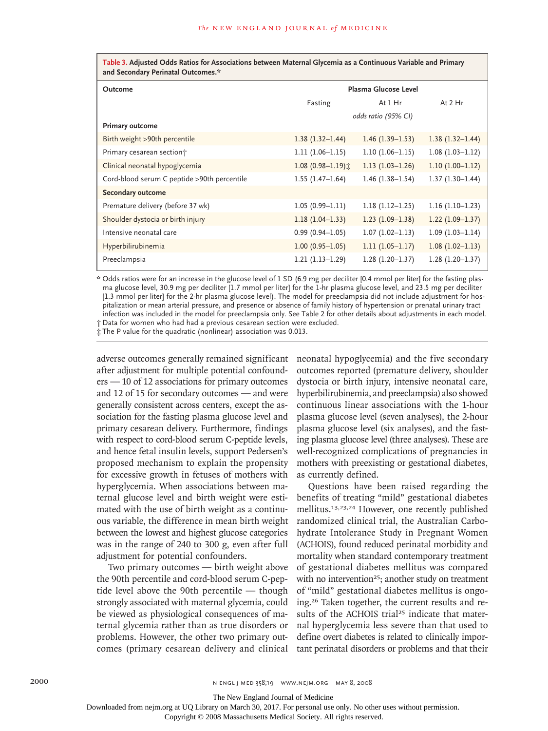**Table 3. Adjusted Odds Ratios for Associations between Maternal Glycemia as a Continuous Variable and Primary and Secondary Perinatal Outcomes.***

| Outcome | Plasma Glucose Level | | |
|---|---|---|---|
| | Fasting | At 1 Hr | At 2 Hr |
| | *odds ratio (95% CI)* | | |
| **Primary outcome** | | | |
| Birth weight >90th percentile | 1.38 (1.32–1.44) | 1.46 (1.39–1.53) | 1.38 (1.32–1.44) |
| Primary cesarean section† | 1.11 (1.06–1.15) | 1.10 (1.06–1.15) | 1.08 (1.03–1.12) |
| Clinical neonatal hypoglycemia | 1.08 (0.98–1.19)‡ | 1.13 (1.03–1.26) | 1.10 (1.00–1.12) |
| Cord-blood serum C peptide >90th percentile | 1.55 (1.47–1.64) | 1.46 (1.38–1.54) | 1.37 (1.30–1.44) |
| **Secondary outcome** | | | |
| Premature delivery (before 37 wk) | 1.05 (0.99–1.11) | 1.18 (1.12–1.25) | 1.16 (1.10–1.23) |
| Shoulder dystocia or birth injury | 1.18 (1.04–1.33) | 1.23 (1.09–1.38) | 1.22 (1.09–1.37) |
| Intensive neonatal care | 0.99 (0.94–1.05) | 1.07 (1.02–1.13) | 1.09 (1.03–1.14) |
| Hyperbilirubinemia | 1.00 (0.95–1.05) | 1.11 (1.05–1.17) | 1.08 (1.02–1.13) |
| Preeclampsia | 1.21 (1.13–1.29) | 1.28 (1.20–1.37) | 1.28 (1.20–1.37) |

\* Odds ratios were for an increase in the glucose level of 1 SD (6.9 mg per deciliter [0.4 mmol per liter] for the fasting plasma glucose level, 30.9 mg per deciliter [1.7 mmol per liter] for the 1-hr plasma glucose level, and 23.5 mg per deciliter [1.3 mmol per liter] for the 2-hr plasma glucose level). The model for preeclampsia did not include adjustment for hospitalization or mean arterial pressure, and presence or absence of family history of hypertension or prenatal urinary tract infection was included in the model for preeclampsia only. See Table 2 for other details about adjustments in each model.

† Data for women who had had a previous cesarean section were excluded.

‡ The P value for the quadratic (nonlinear) association was 0.013.

adverse outcomes generally remained significant after adjustment for multiple potential confounders — 10 of 12 associations for primary outcomes and 12 of 15 for secondary outcomes — and were generally consistent across centers, except the association for the fasting plasma glucose level and primary cesarean delivery. Furthermore, findings with respect to cord-blood serum C-peptide levels, and hence fetal insulin levels, support Pedersen's proposed mechanism to explain the propensity for excessive growth in fetuses of mothers with hyperglycemia. When associations between maternal glucose level and birth weight were estimated with the use of birth weight as a continuous variable, the difference in mean birth weight between the lowest and highest glucose categories was in the range of 240 to 300 g, even after full adjustment for potential confounders.

Two primary outcomes — birth weight above the 90th percentile and cord-blood serum C-peptide level above the 90th percentile — though strongly associated with maternal glycemia, could be viewed as physiological consequences of maternal glycemia rather than as true disorders or problems. However, the other two primary outcomes (primary cesarean delivery and clinical neonatal hypoglycemia) and the five secondary outcomes reported (premature delivery, shoulder dystocia or birth injury, intensive neonatal care, hyperbilirubinemia, and preeclampsia) also showed continuous linear associations with the 1-hour plasma glucose level (seven analyses), the 2-hour plasma glucose level (six analyses), and the fasting plasma glucose level (three analyses). These are well-recognized complications of pregnancies in mothers with preexisting or gestational diabetes, as currently defined.

Questions have been raised regarding the benefits of treating "mild" gestational diabetes mellitus.[13,23,24] However, one recently published randomized clinical trial, the Australian Carbohydrate Intolerance Study in Pregnant Women (ACHOIS), found reduced perinatal morbidity and mortality when standard contemporary treatment of gestational diabetes mellitus was compared with no intervention[25]; another study on treatment of "mild" gestational diabetes mellitus is ongoing.[26] Taken together, the current results and results of the ACHOIS trial[25] indicate that maternal hyperglycemia less severe than that used to define overt diabetes is related to clinically important perinatal disorders or problems and that their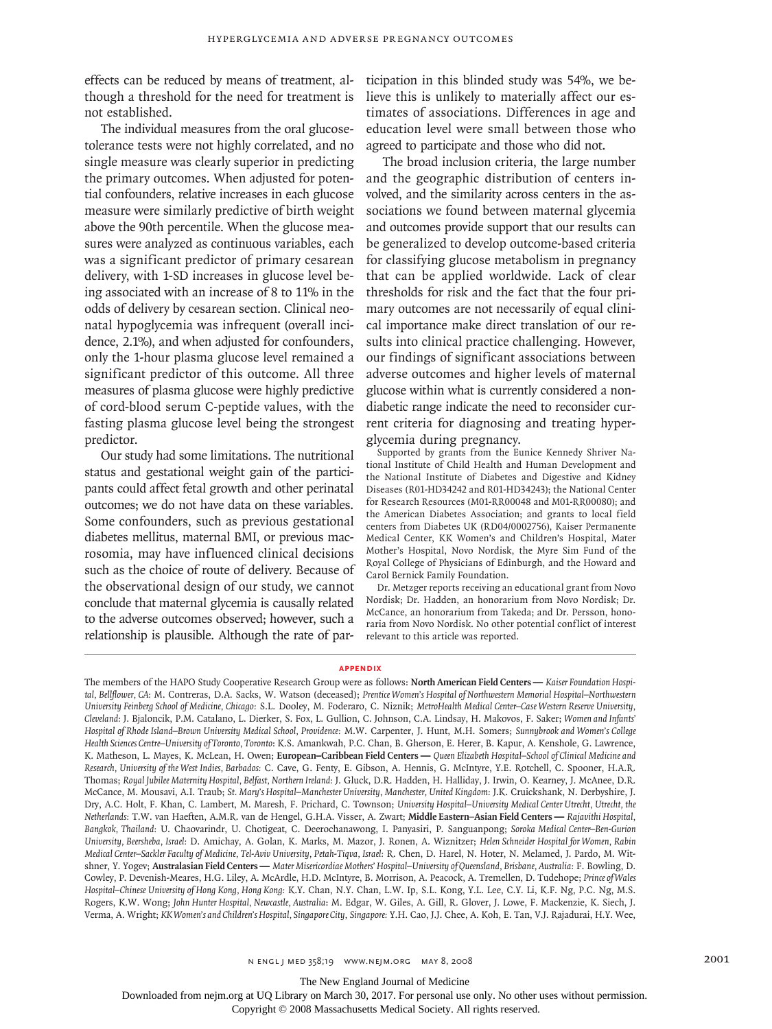effects can be reduced by means of treatment, although a threshold for the need for treatment is not established.

The individual measures from the oral glucose-tolerance tests were not highly correlated, and no single measure was clearly superior in predicting the primary outcomes. When adjusted for potential confounders, relative increases in each glucose measure were similarly predictive of birth weight above the 90th percentile. When the glucose measures were analyzed as continuous variables, each was a significant predictor of primary cesarean delivery, with 1-SD increases in glucose level being associated with an increase of 8 to 11% in the odds of delivery by cesarean section. Clinical neonatal hypoglycemia was infrequent (overall incidence, 2.1%), and when adjusted for confounders, only the 1-hour plasma glucose level remained a significant predictor of this outcome. All three measures of plasma glucose were highly predictive of cord-blood serum C-peptide values, with the fasting plasma glucose level being the strongest predictor.

Our study had some limitations. The nutritional status and gestational weight gain of the participants could affect fetal growth and other perinatal outcomes; we do not have data on these variables. Some confounders, such as previous gestational diabetes mellitus, maternal BMI, or previous macrosomia, may have influenced clinical decisions such as the choice of route of delivery. Because of the observational design of our study, we cannot conclude that maternal glycemia is causally related to the adverse outcomes observed; however, such a relationship is plausible. Although the rate of participation in this blinded study was 54%, we believe this is unlikely to materially affect our estimates of associations. Differences in age and education level were small between those who agreed to participate and those who did not.

The broad inclusion criteria, the large number and the geographic distribution of centers involved, and the similarity across centers in the associations we found between maternal glycemia and outcomes provide support that our results can be generalized to develop outcome-based criteria for classifying glucose metabolism in pregnancy that can be applied worldwide. Lack of clear thresholds for risk and the fact that the four primary outcomes are not necessarily of equal clinical importance make direct translation of our results into clinical practice challenging. However, our findings of significant associations between adverse outcomes and higher levels of maternal glucose within what is currently considered a nondiabetic range indicate the need to reconsider current criteria for diagnosing and treating hyperglycemia during pregnancy.

Supported by grants from the Eunice Kennedy Shriver National Institute of Child Health and Human Development and the National Institute of Diabetes and Digestive and Kidney Diseases (R01-HD34242 and R01-HD34243); the National Center for Research Resources (M01-RR00048 and M01-RR00080); and the American Diabetes Association; and grants to local field centers from Diabetes UK (RD04/0002756), Kaiser Permanente Medical Center, KK Women's and Children's Hospital, Mater Mother's Hospital, Novo Nordisk, the Myre Sim Fund of the Royal College of Physicians of Edinburgh, and the Howard and Carol Bernick Family Foundation.

Dr. Metzger reports receiving an educational grant from Novo Nordisk; Dr. Hadden, an honorarium from Novo Nordisk; Dr. McCance, an honorarium from Takeda; and Dr. Persson, honoraria from Novo Nordisk. No other potential conflict of interest relevant to this article was reported.

## APPENDIX

The members of the HAPO Study Cooperative Research Group were as follows: **North American Field Centers —** *Kaiser Foundation Hospital, Bellflower, CA:* M. Contreras, D.A. Sacks, W. Watson (deceased); *Prentice Women's Hospital of Northwestern Memorial Hospital–Northwestern University Feinberg School of Medicine, Chicago:* S.L. Dooley, M. Foderaro, C. Niznik; *MetroHealth Medical Center–Case Western Reserve University, Cleveland:* J. Bjaloncik, P.M. Catalano, L. Dierker, S. Fox, L. Gullion, C. Johnson, C.A. Lindsay, H. Makovos, F. Saker; *Women and Infants' Hospital of Rhode Island–Brown University Medical School, Providence:* M.W. Carpenter, J. Hunt, M.H. Somers; *Sunnybrook and Women's College Health Sciences Centre–University of Toronto, Toronto:* K.S. Amankwah, P.C. Chan, B. Gherson, E. Herer, B. Kapur, A. Kenshole, G. Lawrence, K. Matheson, L. Mayes, K. McLean, H. Owen; **European–Caribbean Field Centers —** *Queen Elizabeth Hospital–School of Clinical Medicine and Research, University of the West Indies, Barbados:* C. Cave, G. Fenty, E. Gibson, A. Hennis, G. McIntyre, Y.E. Rotchell, C. Spooner, H.A.R. Thomas; *Royal Jubilee Maternity Hospital, Belfast, Northern Ireland:* J. Gluck, D.R. Hadden, H. Halliday, J. Irwin, O. Kearney, J. McAnee, D.R. McCance, M. Mousavi, A.I. Traub; *St. Mary's Hospital–Manchester University, Manchester, United Kingdom:* J.K. Cruickshank, N. Derbyshire, J. Dry, A.C. Holt, F. Khan, C. Lambert, M. Maresh, F. Prichard, C. Townson; *University Hospital–University Medical Center Utrecht, Utrecht, the Netherlands:* T.W. van Haeften, A.M.R. van de Hengel, G.H.A. Visser, A. Zwart; **Middle Eastern–Asian Field Centers —** *Rajavithi Hospital, Bangkok, Thailand:* U. Chaovarindr, U. Chotigeat, C. Deerochanawong, I. Panyasiri, P. Sanguanpong; *Soroka Medical Center–Ben-Gurion University, Beersheba, Israel:* D. Amichay, A. Golan, K. Marks, M. Mazor, J. Ronen, A. Wiznitzer; *Helen Schneider Hospital for Women, Rabin Medical Center–Sackler Faculty of Medicine, Tel-Aviv University, Petah-Tiqva, Israel:* R. Chen, D. Harel, N. Hoter, N. Melamed, J. Pardo, M. Witshner, Y. Yogev; **Australasian Field Centers —** *Mater Misericordiae Mothers' Hospital–University of Queensland, Brisbane, Australia:* F. Bowling, D. Cowley, P. Devenish-Meares, H.G. Liley, A. McArdle, H.D. McIntyre, B. Morrison, A. Peacock, A. Tremellen, D. Tudehope; *Prince of Wales Hospital–Chinese University of Hong Kong, Hong Kong:* K.Y. Chan, N.Y. Chan, L.W. Ip, S.L. Kong, Y.L. Lee, C.Y. Li, K.F. Ng, P.C. Ng, M.S. Rogers, K.W. Wong; *John Hunter Hospital, Newcastle, Australia:* M. Edgar, W. Giles, A. Gill, R. Glover, J. Lowe, F. Mackenzie, K. Siech, J. Verma, A. Wright; *KK Women's and Children's Hospital, Singapore City, Singapore:* Y.H. Cao, J.J. Chee, A. Koh, E. Tan, V.J. Rajadurai, H.Y. Wee,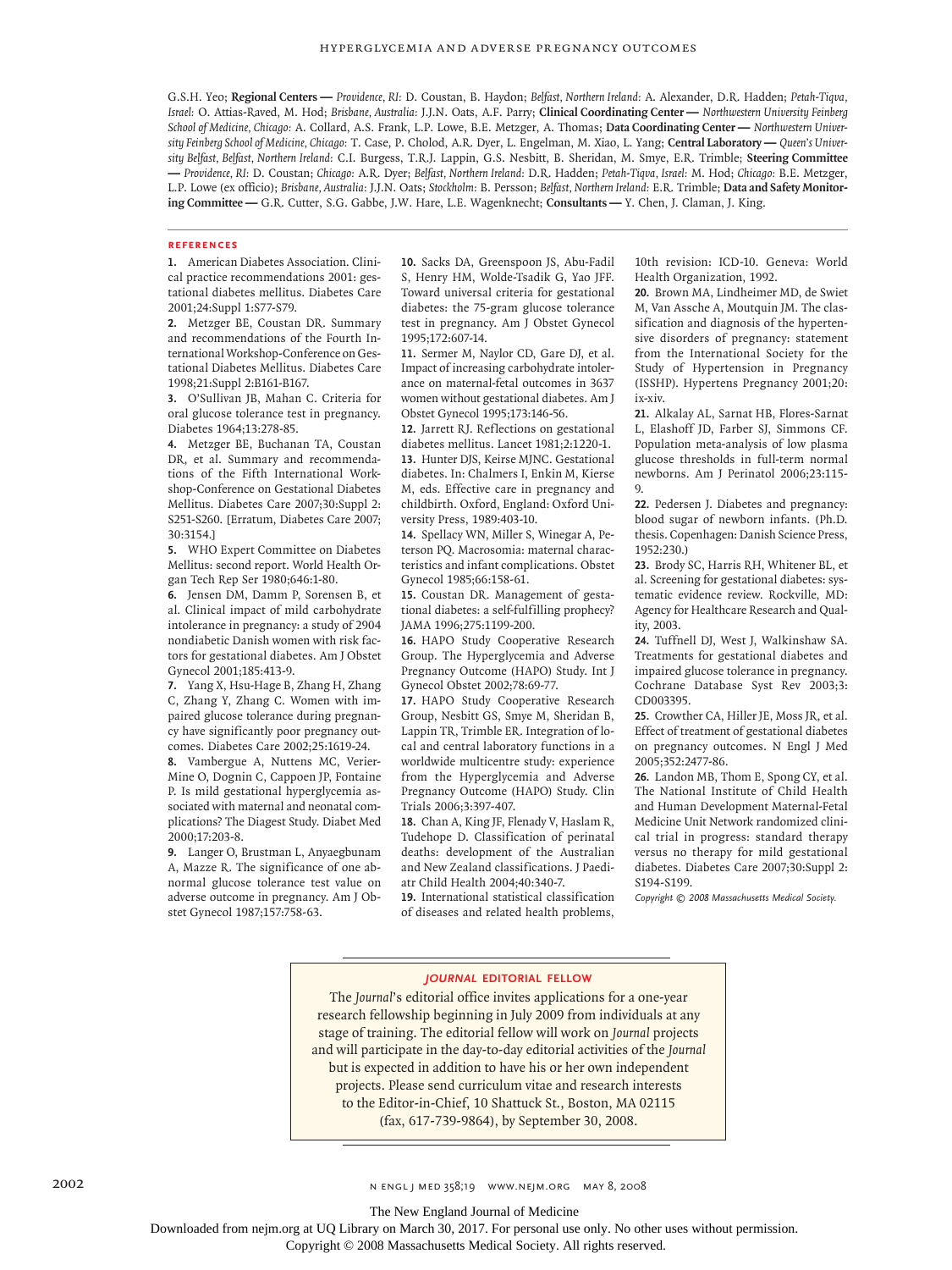G.S.H. Yeo; **Regional Centers —** *Providence, RI:* D. Coustan, B. Haydon; *Belfast, Northern Ireland:* A. Alexander, D.R. Hadden; *Petah-Tiqva, Israel:* O. Attias-Raved, M. Hod; *Brisbane, Australia:* J.J.N. Oats, A.F. Parry; **Clinical Coordinating Center —** *Northwestern University Feinberg School of Medicine, Chicago:* A. Collard, A.S. Frank, L.P. Lowe, B.E. Metzger, A. Thomas; **Data Coordinating Center —** *Northwestern University Feinberg School of Medicine, Chicago:* T. Case, P. Cholod, A.R. Dyer, L. Engelman, M. Xiao, L. Yang; **Central Laboratory —** *Queen's University Belfast, Belfast, Northern Ireland:* C.I. Burgess, T.R.J. Lappin, G.S. Nesbitt, B. Sheridan, M. Smye, E.R. Trimble; **Steering Committee —** *Providence, RI:* D. Coustan; *Chicago:* A.R. Dyer; *Belfast, Northern Ireland:* D.R. Hadden; *Petah-Tiqva, Israel:* M. Hod; *Chicago:* B.E. Metzger, L.P. Lowe (ex officio); *Brisbane, Australia:* J.J.N. Oats; *Stockholm:* B. Persson; *Belfast, Northern Ireland:* E.R. Trimble; **Data and Safety Monitoring Committee —** G.R. Cutter, S.G. Gabbe, J.W. Hare, L.E. Wagenknecht; **Consultants —** Y. Chen, J. Claman, J. King.

## References

1. American Diabetes Association. Clinical practice recommendations 2001: gestational diabetes mellitus. Diabetes Care 2001;24:Suppl 1:S77-S79.
2. Metzger BE, Coustan DR. Summary and recommendations of the Fourth International Workshop-Conference on Gestational Diabetes Mellitus. Diabetes Care 1998;21:Suppl 2:B161-B167.
3. O'Sullivan JB, Mahan C. Criteria for oral glucose tolerance test in pregnancy. Diabetes 1964;13:278-85.
4. Metzger BE, Buchanan TA, Coustan DR, et al. Summary and recommendations of the Fifth International Workshop-Conference on Gestational Diabetes Mellitus. Diabetes Care 2007;30:Suppl 2: S251-S260. [Erratum, Diabetes Care 2007; 30:3154.]
5. WHO Expert Committee on Diabetes Mellitus: second report. World Health Organ Tech Rep Ser 1980;646:1-80.
6. Jensen DM, Damm P, Sorensen B, et al. Clinical impact of mild carbohydrate intolerance in pregnancy: a study of 2904 nondiabetic Danish women with risk factors for gestational diabetes. Am J Obstet Gynecol 2001;185:413-9.
7. Yang X, Hsu-Hage B, Zhang H, Zhang C, Zhang Y, Zhang C. Women with impaired glucose tolerance during pregnancy have significantly poor pregnancy outcomes. Diabetes Care 2002;25:1619-24.
8. Vambergue A, Nuttens MC, Verier-Mine O, Dognin C, Cappoen JP, Fontaine P. Is mild gestational hyperglycemia associated with maternal and neonatal complications? The Diagest Study. Diabet Med 2000;17:203-8.
9. Langer O, Brustman L, Anyaegbunam A, Mazze R. The significance of one abnormal glucose tolerance test value on adverse outcome in pregnancy. Am J Obstet Gynecol 1987;157:758-63.
10. Sacks DA, Greenspoon JS, Abu-Fadil S, Henry HM, Wolde-Tsadik G, Yao JFF. Toward universal criteria for gestational diabetes: the 75-gram glucose tolerance test in pregnancy. Am J Obstet Gynecol 1995;172:607-14.
11. Sermer M, Naylor CD, Gare DJ, et al. Impact of increasing carbohydrate intolerance on maternal-fetal outcomes in 3637 women without gestational diabetes. Am J Obstet Gynecol 1995;173:146-56.
12. Jarrett RJ. Reflections on gestational diabetes mellitus. Lancet 1981;2:1220-1.
13. Hunter DJS, Keirse MJNC. Gestational diabetes. In: Chalmers I, Enkin M, Kierse M, eds. Effective care in pregnancy and childbirth. Oxford, England: Oxford University Press, 1989:403-10.
14. Spellacy WN, Miller S, Winegar A, Peterson PQ. Macrosomia: maternal characteristics and infant complications. Obstet Gynecol 1985;66:158-61.
15. Coustan DR. Management of gestational diabetes: a self-fulfilling prophecy? JAMA 1996;275:1199-200.
16. HAPO Study Cooperative Research Group. The Hyperglycemia and Adverse Pregnancy Outcome (HAPO) Study. Int J Gynecol Obstet 2002;78:69-77.
17. HAPO Study Cooperative Research Group, Nesbitt GS, Smye M, Sheridan B, Lappin TR, Trimble ER. Integration of local and central laboratory functions in a worldwide multicentre study: experience from the Hyperglycemia and Adverse Pregnancy Outcome (HAPO) Study. Clin Trials 2006;3:397-407.
18. Chan A, King JF, Flenady V, Haslam R, Tudehope D. Classification of perinatal deaths: development of the Australian and New Zealand classifications. J Paediatr Child Health 2004;40:340-7.
19. International statistical classification of diseases and related health problems, 10th revision: ICD-10. Geneva: World Health Organization, 1992.
20. Brown MA, Lindheimer MD, de Swiet M, Van Assche A, Moutquin JM. The classification and diagnosis of the hypertensive disorders of pregnancy: statement from the International Society for the Study of Hypertension in Pregnancy (ISSHP). Hypertens Pregnancy 2001;20: ix-xiv.
21. Alkalay AL, Sarnat HB, Flores-Sarnat L, Elashoff JD, Farber SJ, Simmons CF. Population meta-analysis of low plasma glucose thresholds in full-term normal newborns. Am J Perinatol 2006;23:115-9.
22. Pedersen J. Diabetes and pregnancy: blood sugar of newborn infants. (Ph.D. thesis. Copenhagen: Danish Science Press, 1952:230.)
23. Brody SC, Harris RH, Whitener BL, et al. Screening for gestational diabetes: systematic evidence review. Rockville, MD: Agency for Healthcare Research and Quality, 2003.
24. Tuffnell DJ, West J, Walkinshaw SA. Treatments for gestational diabetes and impaired glucose tolerance in pregnancy. Cochrane Database Syst Rev 2003;3: CD003395.
25. Crowther CA, Hiller JE, Moss JR, et al. Effect of treatment of gestational diabetes on pregnancy outcomes. N Engl J Med 2005;352:2477-86.
26. Landon MB, Thom E, Spong CY, et al. The National Institute of Child Health and Human Development Maternal-Fetal Medicine Unit Network randomized clinical trial in progress: standard therapy versus no therapy for mild gestational diabetes. Diabetes Care 2007;30:Suppl 2: S194-S199.

*Copyright © 2008 Massachusetts Medical Society.*

### *Journal* Editorial Fellow

The *Journal*'s editorial office invites applications for a one-year research fellowship beginning in July 2009 from individuals at any stage of training. The editorial fellow will work on *Journal* projects and will participate in the day-to-day editorial activities of the *Journal* but is expected in addition to have his or her own independent projects. Please send curriculum vitae and research interests to the Editor-in-Chief, 10 Shattuck St., Boston, MA 02115 (fax, 617-739-9864), by September 30, 2008.